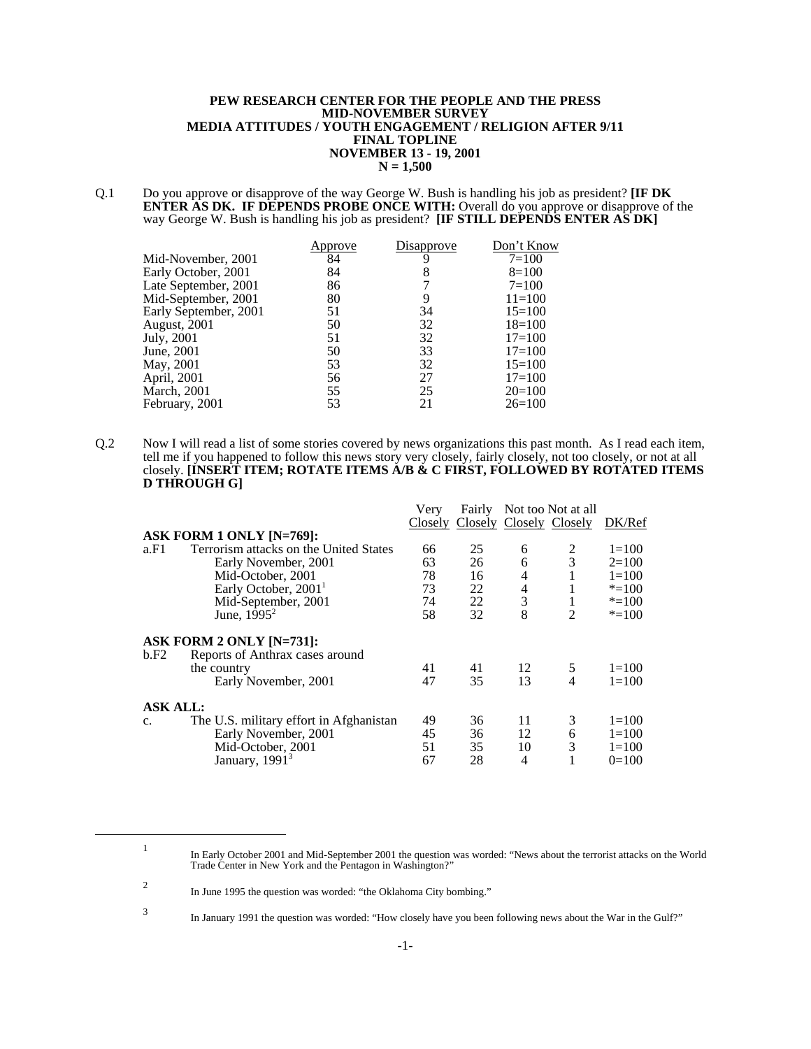**PEW RESEARCH CENTER FOR THE PEOPLE AND THE PRESS**
**MID-NOVEMBER SURVEY**
**MEDIA ATTITUDES / YOUTH ENGAGEMENT / RELIGION AFTER 9/11**
**FINAL TOPLINE**
**NOVEMBER 13 - 19, 2001**
**N = 1,500**

Q.1 Do you approve or disapprove of the way George W. Bush is handling his job as president? **[IF DK ENTER AS DK. IF DEPENDS PROBE ONCE WITH:** Overall do you approve or disapprove of the way George W. Bush is handling his job as president? **[IF STILL DEPENDS ENTER AS DK]**

| | Approve | Disapprove | Don't Know |
|---|---|---|---|
| Mid-November, 2001 | 84 | 9 | 7=100 |
| Early October, 2001 | 84 | 8 | 8=100 |
| Late September, 2001 | 86 | 7 | 7=100 |
| Mid-September, 2001 | 80 | 9 | 11=100 |
| Early September, 2001 | 51 | 34 | 15=100 |
| August, 2001 | 50 | 32 | 18=100 |
| July, 2001 | 51 | 32 | 17=100 |
| June, 2001 | 50 | 33 | 17=100 |
| May, 2001 | 53 | 32 | 15=100 |
| April, 2001 | 56 | 27 | 17=100 |
| March, 2001 | 55 | 25 | 20=100 |
| February, 2001 | 53 | 21 | 26=100 |

Q.2 Now I will read a list of some stories covered by news organizations this past month. As I read each item, tell me if you happened to follow this news story very closely, fairly closely, not too closely, or not at all closely. **[INSERT ITEM; ROTATE ITEMS A/B & C FIRST, FOLLOWED BY ROTATED ITEMS D THROUGH G]**

| | | Very Closely | Fairly Closely | Not too Closely | Not at all Closely | DK/Ref |
|---|---|---|---|---|---|---|
| **ASK FORM 1 ONLY [N=769]:** | | | | | | |
| a.F1 | Terrorism attacks on the United States | 66 | 25 | 6 | 2 | 1=100 |
| | Early November, 2001 | 63 | 26 | 6 | 3 | 2=100 |
| | Mid-October, 2001 | 78 | 16 | 4 | 1 | 1=100 |
| | Early October, 2001[1] | 73 | 22 | 4 | 1 | *=100 |
| | Mid-September, 2001 | 74 | 22 | 3 | 1 | *=100 |
| | June, 1995[2] | 58 | 32 | 8 | 2 | *=100 |
| **ASK FORM 2 ONLY [N=731]:** | | | | | | |
| b.F2 | Reports of Anthrax cases around the country | 41 | 41 | 12 | 5 | 1=100 |
| | Early November, 2001 | 47 | 35 | 13 | 4 | 1=100 |
| **ASK ALL:** | | | | | | |
| c. | The U.S. military effort in Afghanistan | 49 | 36 | 11 | 3 | 1=100 |
| | Early November, 2001 | 45 | 36 | 12 | 6 | 1=100 |
| | Mid-October, 2001 | 51 | 35 | 10 | 3 | 1=100 |
| | January, 1991[3] | 67 | 28 | 4 | 1 | 0=100 |

---

[1] In Early October 2001 and Mid-September 2001 the question was worded: "News about the terrorist attacks on the World Trade Center in New York and the Pentagon in Washington?"

[2] In June 1995 the question was worded: "the Oklahoma City bombing."

[3] In January 1991 the question was worded: "How closely have you been following news about the War in the Gulf?"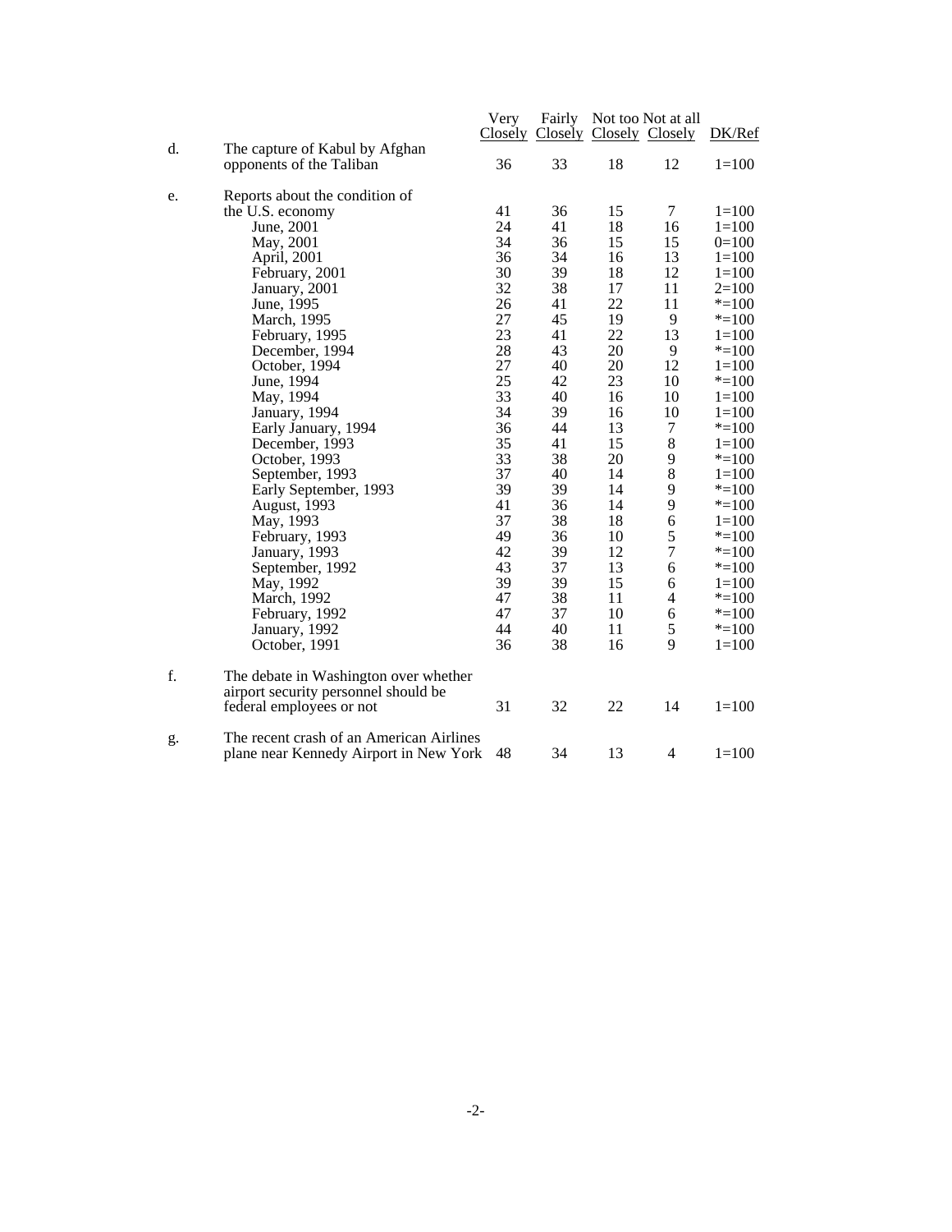| | | Very Closely | Fairly Closely | Not too Closely | Not at all Closely | DK/Ref |
|---|---|---|---|---|---|---|
| d. | The capture of Kabul by Afghan opponents of the Taliban | 36 | 33 | 18 | 12 | 1=100 |
| e. | Reports about the condition of the U.S. economy | 41 | 36 | 15 | 7 | 1=100 |
| | June, 2001 | 24 | 41 | 18 | 16 | 1=100 |
| | May, 2001 | 34 | 36 | 15 | 15 | 0=100 |
| | April, 2001 | 36 | 34 | 16 | 13 | 1=100 |
| | February, 2001 | 30 | 39 | 18 | 12 | 1=100 |
| | January, 2001 | 32 | 38 | 17 | 11 | 2=100 |
| | June, 1995 | 26 | 41 | 22 | 11 | *=100 |
| | March, 1995 | 27 | 45 | 19 | 9 | *=100 |
| | February, 1995 | 23 | 41 | 22 | 13 | 1=100 |
| | December, 1994 | 28 | 43 | 20 | 9 | *=100 |
| | October, 1994 | 27 | 40 | 20 | 12 | 1=100 |
| | June, 1994 | 25 | 42 | 23 | 10 | *=100 |
| | May, 1994 | 33 | 40 | 16 | 10 | 1=100 |
| | January, 1994 | 34 | 39 | 16 | 10 | 1=100 |
| | Early January, 1994 | 36 | 44 | 13 | 7 | *=100 |
| | December, 1993 | 35 | 41 | 15 | 8 | 1=100 |
| | October, 1993 | 33 | 38 | 20 | 9 | *=100 |
| | September, 1993 | 37 | 40 | 14 | 8 | 1=100 |
| | Early September, 1993 | 39 | 39 | 14 | 9 | *=100 |
| | August, 1993 | 41 | 36 | 14 | 9 | *=100 |
| | May, 1993 | 37 | 38 | 18 | 6 | 1=100 |
| | February, 1993 | 49 | 36 | 10 | 5 | *=100 |
| | January, 1993 | 42 | 39 | 12 | 7 | *=100 |
| | September, 1992 | 43 | 37 | 13 | 6 | *=100 |
| | May, 1992 | 39 | 39 | 15 | 6 | 1=100 |
| | March, 1992 | 47 | 38 | 11 | 4 | *=100 |
| | February, 1992 | 47 | 37 | 10 | 6 | *=100 |
| | January, 1992 | 44 | 40 | 11 | 5 | *=100 |
| | October, 1991 | 36 | 38 | 16 | 9 | 1=100 |
| f. | The debate in Washington over whether airport security personnel should be federal employees or not | 31 | 32 | 22 | 14 | 1=100 |
| g. | The recent crash of an American Airlines plane near Kennedy Airport in New York | 48 | 34 | 13 | 4 | 1=100 |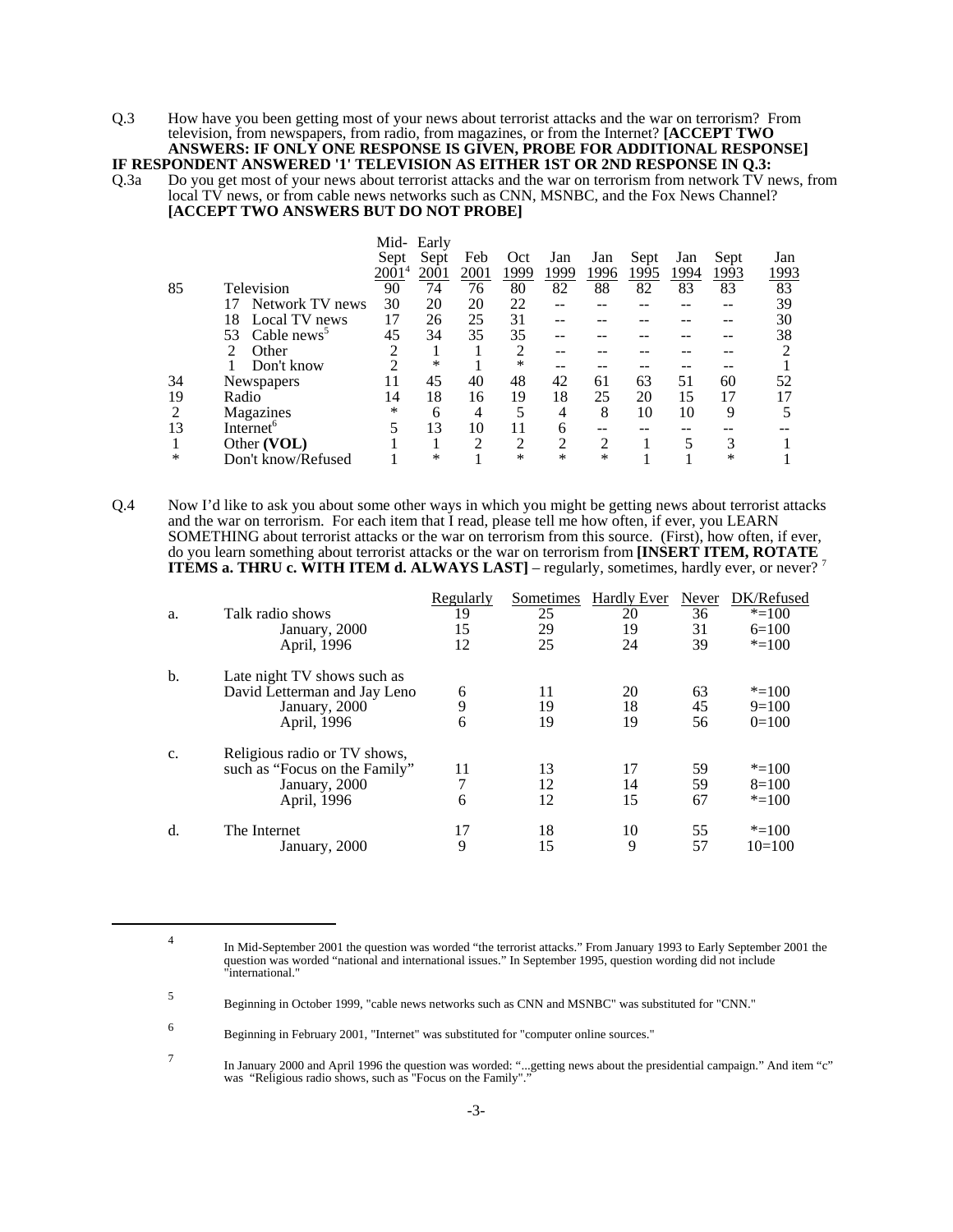Q.3 How have you been getting most of your news about terrorist attacks and the war on terrorism? From television, from newspapers, from radio, from magazines, or from the Internet? **[ACCEPT TWO ANSWERS: IF ONLY ONE RESPONSE IS GIVEN, PROBE FOR ADDITIONAL RESPONSE]**

**IF RESPONDENT ANSWERED '1' TELEVISION AS EITHER 1ST OR 2ND RESPONSE IN Q.3:**

Q.3a Do you get most of your news about terrorist attacks and the war on terrorism from network TV news, from local TV news, or from cable news networks such as CNN, MSNBC, and the Fox News Channel? **[ACCEPT TWO ANSWERS BUT DO NOT PROBE]**

| | | Mid-Sept 2001[4] | Early Sept 2001 | Feb 2001 | Oct 1999 | Jan 1999 | Jan 1996 | Sept 1995 | Jan 1994 | Sept 1993 | Jan 1993 |
|---|---|---|---|---|---|---|---|---|---|---|---|
| 85 | Television | 90 | 74 | 76 | 80 | 82 | 88 | 82 | 83 | 83 | 83 |
| | 17 Network TV news | 30 | 20 | 20 | 22 | -- | -- | -- | -- | -- | 39 |
| | 18 Local TV news | 17 | 26 | 25 | 31 | -- | -- | -- | -- | -- | 30 |
| | 53 Cable news[5] | 45 | 34 | 35 | 35 | -- | -- | -- | -- | -- | 38 |
| | 2 Other | 2 | 1 | 1 | 2 | -- | -- | -- | -- | -- | 2 |
| | 1 Don't know | 2 | * | 1 | * | -- | -- | -- | -- | -- | 1 |
| 34 | Newspapers | 11 | 45 | 40 | 48 | 42 | 61 | 63 | 51 | 60 | 52 |
| 19 | Radio | 14 | 18 | 16 | 19 | 18 | 25 | 20 | 15 | 17 | 17 |
| 2 | Magazines | * | 6 | 4 | 5 | 4 | 8 | 10 | 10 | 9 | 5 |
| 13 | Internet[6] | 5 | 13 | 10 | 11 | 6 | -- | -- | -- | -- | -- |
| 1 | Other **(VOL)** | 1 | 1 | 2 | 2 | 2 | 2 | 1 | 5 | 3 | 1 |
| * | Don't know/Refused | 1 | * | 1 | * | * | * | 1 | 1 | * | 1 |

Q.4 Now I'd like to ask you about some other ways in which you might be getting news about terrorist attacks and the war on terrorism. For each item that I read, please tell me how often, if ever, you LEARN SOMETHING about terrorist attacks or the war on terrorism from this source. (First), how often, if ever, do you learn something about terrorist attacks or the war on terrorism from **[INSERT ITEM, ROTATE ITEMS a. THRU c. WITH ITEM d. ALWAYS LAST]** – regularly, sometimes, hardly ever, or never? [7]

| | | Regularly | Sometimes | Hardly Ever | Never | DK/Refused |
|---|---|---|---|---|---|---|
| a. | Talk radio shows | 19 | 25 | 20 | 36 | *=100 |
| | January, 2000 | 15 | 29 | 19 | 31 | 6=100 |
| | April, 1996 | 12 | 25 | 24 | 39 | *=100 |
| b. | Late night TV shows such as David Letterman and Jay Leno | 6 | 11 | 20 | 63 | *=100 |
| | January, 2000 | 9 | 19 | 18 | 45 | 9=100 |
| | April, 1996 | 6 | 19 | 19 | 56 | 0=100 |
| c. | Religious radio or TV shows, such as "Focus on the Family" | 11 | 13 | 17 | 59 | *=100 |
| | January, 2000 | 7 | 12 | 14 | 59 | 8=100 |
| | April, 1996 | 6 | 12 | 15 | 67 | *=100 |
| d. | The Internet | 17 | 18 | 10 | 55 | *=100 |
| | January, 2000 | 9 | 15 | 9 | 57 | 10=100 |

---

4 In Mid-September 2001 the question was worded "the terrorist attacks." From January 1993 to Early September 2001 the question was worded "national and international issues." In September 1995, question wording did not include "international."

5 Beginning in October 1999, "cable news networks such as CNN and MSNBC" was substituted for "CNN."

6 Beginning in February 2001, "Internet" was substituted for "computer online sources."

7 In January 2000 and April 1996 the question was worded: "...getting news about the presidential campaign." And item "c" was "Religious radio shows, such as "Focus on the Family"."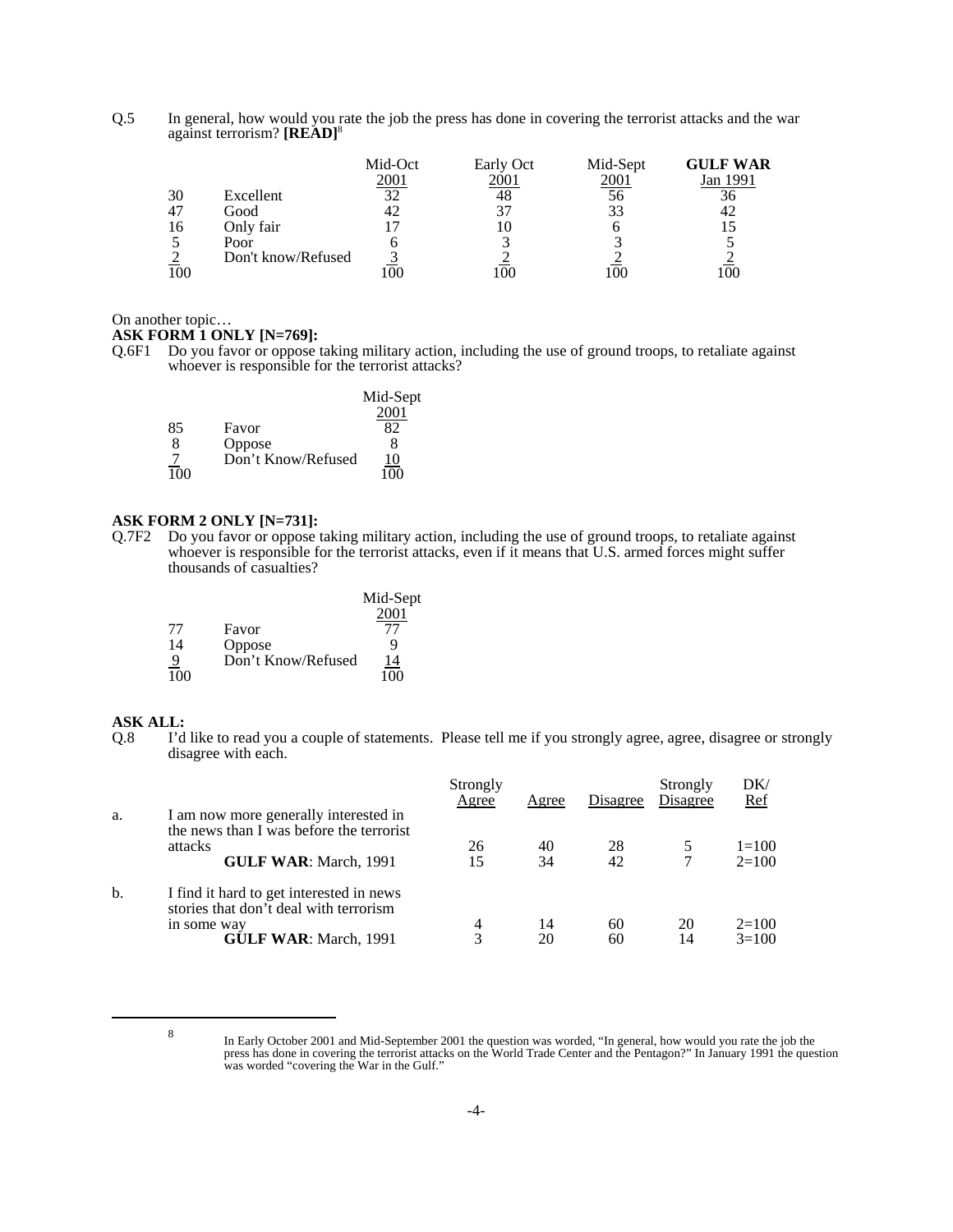Q.5 In general, how would you rate the job the press has done in covering the terrorist attacks and the war against terrorism? **[READ]**[8]

| | | Mid-Oct 2001 | Early Oct 2001 | Mid-Sept 2001 | **GULF WAR** Jan 1991 |
|---|---|---|---|---|---|
| 30 | Excellent | 32 | 48 | 56 | 36 |
| 47 | Good | 42 | 37 | 33 | 42 |
| 16 | Only fair | 17 | 10 | 6 | 15 |
| 5 | Poor | 6 | 3 | 3 | 5 |
| 2 | Don't know/Refused | 3 | 2 | 2 | 2 |
| 100 | | 100 | 100 | 100 | 100 |

On another topic…

**ASK FORM 1 ONLY [N=769]:**

Q.6F1 Do you favor or oppose taking military action, including the use of ground troops, to retaliate against whoever is responsible for the terrorist attacks?

| | | Mid-Sept 2001 |
|---|---|---|
| 85 | Favor | 82 |
| 8 | Oppose | 8 |
| 7 | Don't Know/Refused | 10 |
| 100 | | 100 |

**ASK FORM 2 ONLY [N=731]:**

Q.7F2 Do you favor or oppose taking military action, including the use of ground troops, to retaliate against whoever is responsible for the terrorist attacks, even if it means that U.S. armed forces might suffer thousands of casualties?

| | | Mid-Sept 2001 |
|---|---|---|
| 77 | Favor | 77 |
| 14 | Oppose | 9 |
| 9 | Don't Know/Refused | 14 |
| 100 | | 100 |

**ASK ALL:**

Q.8 I'd like to read you a couple of statements. Please tell me if you strongly agree, agree, disagree or strongly disagree with each.

| | | Strongly Agree | Agree | Disagree | Strongly Disagree | DK/ Ref |
|---|---|---|---|---|---|---|
| a. | I am now more generally interested in the news than I was before the terrorist attacks | 26 | 40 | 28 | 5 | 1=100 |
| | **GULF WAR**: March, 1991 | 15 | 34 | 42 | 7 | 2=100 |
| b. | I find it hard to get interested in news stories that don't deal with terrorism in some way | 4 | 14 | 60 | 20 | 2=100 |
| | **GULF WAR**: March, 1991 | 3 | 20 | 60 | 14 | 3=100 |

---

[8] In Early October 2001 and Mid-September 2001 the question was worded, "In general, how would you rate the job the press has done in covering the terrorist attacks on the World Trade Center and the Pentagon?" In January 1991 the question was worded "covering the War in the Gulf."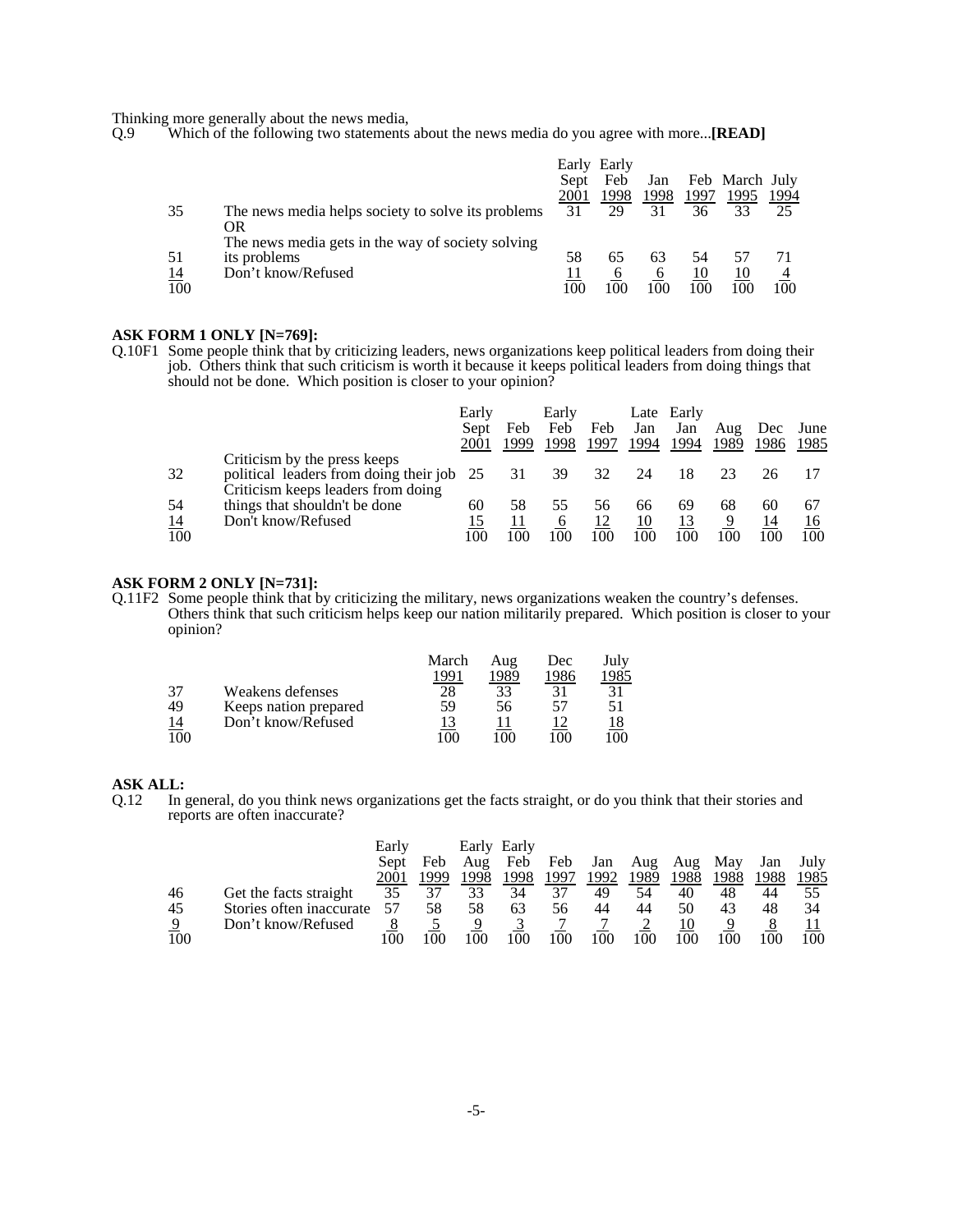Thinking more generally about the news media,

Q.9 Which of the following two statements about the news media do you agree with more...**[READ]**

| | | Early Sept 2001 | Early Feb 1998 | Jan 1998 | Feb 1997 | March 1995 | July 1994 |
|---|---|---|---|---|---|---|---|
| 35 | The news media helps society to solve its problems OR | 31 | 29 | 31 | 36 | 33 | 25 |
| 51 | The news media gets in the way of society solving its problems | 58 | 65 | 63 | 54 | 57 | 71 |
| 14 | Don't know/Refused | 11 | 6 | 6 | 10 | 10 | 4 |
| 100 | | 100 | 100 | 100 | 100 | 100 | 100 |

**ASK FORM 1 ONLY [N=769]:**

Q.10F1 Some people think that by criticizing leaders, news organizations keep political leaders from doing their job. Others think that such criticism is worth it because it keeps political leaders from doing things that should not be done. Which position is closer to your opinion?

| | | Early Sept 2001 | Feb 1999 | Early Feb 1998 | Feb 1997 | Late Jan 1994 | Early Jan 1994 | Aug 1989 | Dec 1986 | June 1985 |
|---|---|---|---|---|---|---|---|---|---|---|
| 32 | Criticism by the press keeps political leaders from doing their job | 25 | 31 | 39 | 32 | 24 | 18 | 23 | 26 | 17 |
| 54 | Criticism keeps leaders from doing things that shouldn't be done | 60 | 58 | 55 | 56 | 66 | 69 | 68 | 60 | 67 |
| 14 | Don't know/Refused | 15 | 11 | 6 | 12 | 10 | 13 | 9 | 14 | 16 |
| 100 | | 100 | 100 | 100 | 100 | 100 | 100 | 100 | 100 | 100 |

**ASK FORM 2 ONLY [N=731]:**

Q.11F2 Some people think that by criticizing the military, news organizations weaken the country's defenses. Others think that such criticism helps keep our nation militarily prepared. Which position is closer to your opinion?

| | | March 1991 | Aug 1989 | Dec 1986 | July 1985 |
|---|---|---|---|---|---|
| 37 | Weakens defenses | 28 | 33 | 31 | 31 |
| 49 | Keeps nation prepared | 59 | 56 | 57 | 51 |
| 14 | Don't know/Refused | 13 | 11 | 12 | 18 |
| 100 | | 100 | 100 | 100 | 100 |

**ASK ALL:**

Q.12 In general, do you think news organizations get the facts straight, or do you think that their stories and reports are often inaccurate?

| | | Early Sept 2001 | Feb 1999 | Early Aug 1998 | Early Feb 1998 | Feb 1997 | Jan 1992 | Aug 1989 | Aug 1988 | May 1988 | Jan 1988 | July 1985 |
|---|---|---|---|---|---|---|---|---|---|---|---|---|
| 46 | Get the facts straight | 35 | 37 | 33 | 34 | 37 | 49 | 54 | 40 | 48 | 44 | 55 |
| 45 | Stories often inaccurate | 57 | 58 | 58 | 63 | 56 | 44 | 44 | 50 | 43 | 48 | 34 |
| 9 | Don't know/Refused | 8 | 5 | 9 | 3 | 7 | 7 | 2 | 10 | 9 | 8 | 11 |
| 100 | | 100 | 100 | 100 | 100 | 100 | 100 | 100 | 100 | 100 | 100 | 100 |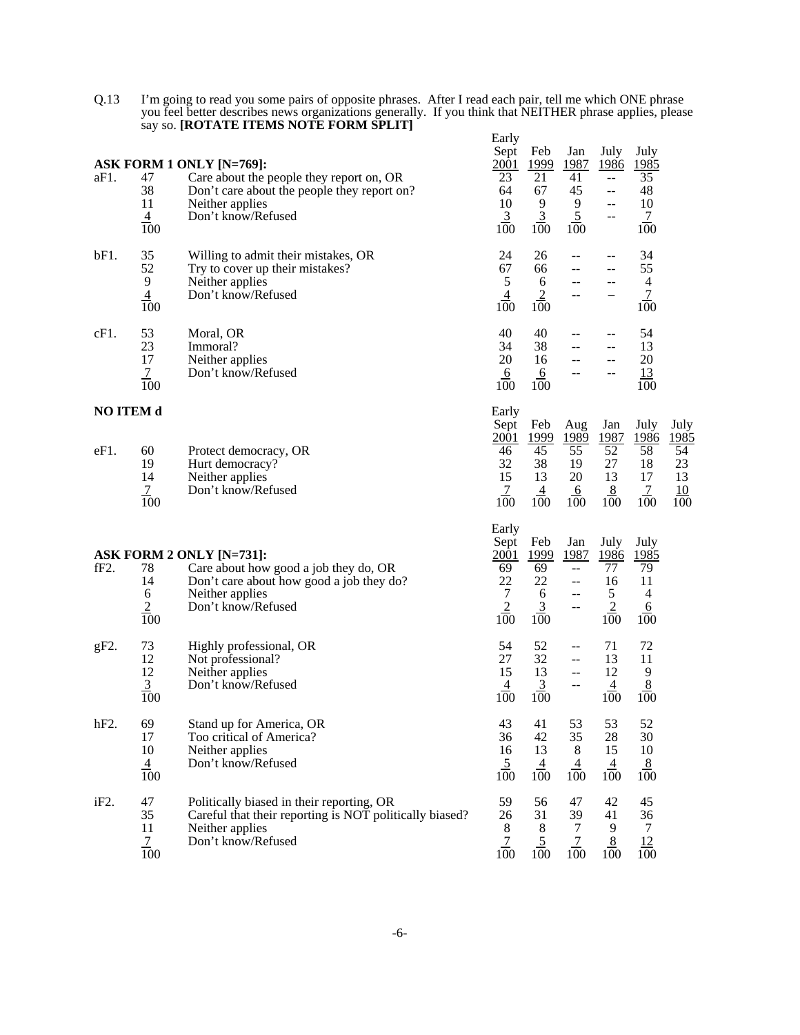Q.13 I'm going to read you some pairs of opposite phrases. After I read each pair, tell me which ONE phrase you feel better describes news organizations generally. If you think that NEITHER phrase applies, please say so. **[ROTATE ITEMS NOTE FORM SPLIT]**

**ASK FORM 1 ONLY [N=769]:**

| | | | Early Sept 2001 | Feb 1999 | Jan 1987 | July 1986 | July 1985 |
|---|---|---|---|---|---|---|---|
| aF1. | 47 | Care about the people they report on, OR | 23 | 21 | 41 | -- | 35 |
| | 38 | Don't care about the people they report on? | 64 | 67 | 45 | -- | 48 |
| | 11 | Neither applies | 10 | 9 | 9 | -- | 10 |
| | 4 | Don't know/Refused | 3 | 3 | 5 | -- | 7 |
| | 100 | | 100 | 100 | 100 | | 100 |
| bF1. | 35 | Willing to admit their mistakes, OR | 24 | 26 | -- | -- | 34 |
| | 52 | Try to cover up their mistakes? | 67 | 66 | -- | -- | 55 |
| | 9 | Neither applies | 5 | 6 | -- | -- | 4 |
| | 4 | Don't know/Refused | 4 | 2 | -- | -- | 7 |
| | 100 | | 100 | 100 | | | 100 |
| cF1. | 53 | Moral, OR | 40 | 40 | -- | -- | 54 |
| | 23 | Immoral? | 34 | 38 | -- | -- | 13 |
| | 17 | Neither applies | 20 | 16 | -- | -- | 20 |
| | 7 | Don't know/Refused | 6 | 6 | -- | -- | 13 |
| | 100 | | 100 | 100 | | | 100 |

**NO ITEM d**

| | | | Early Sept 2001 | Feb 1999 | Aug 1989 | Jan 1987 | July 1986 | July 1985 |
|---|---|---|---|---|---|---|---|---|
| eF1. | 60 | Protect democracy, OR | 46 | 45 | 55 | 52 | 58 | 54 |
| | 19 | Hurt democracy? | 32 | 38 | 19 | 27 | 18 | 23 |
| | 14 | Neither applies | 15 | 13 | 20 | 13 | 17 | 13 |
| | 7 | Don't know/Refused | 7 | 4 | 6 | 8 | 7 | 10 |
| | 100 | | 100 | 100 | 100 | 100 | 100 | 100 |

**ASK FORM 2 ONLY [N=731]:**

| | | | Early Sept 2001 | Feb 1999 | Jan 1987 | July 1986 | July 1985 |
|---|---|---|---|---|---|---|---|
| fF2. | 78 | Care about how good a job they do, OR | 69 | 69 | -- | 77 | 79 |
| | 14 | Don't care about how good a job they do? | 22 | 22 | -- | 16 | 11 |
| | 6 | Neither applies | 7 | 6 | -- | 5 | 4 |
| | 2 | Don't know/Refused | 2 | 3 | -- | 2 | 6 |
| | 100 | | 100 | 100 | | 100 | 100 |
| gF2. | 73 | Highly professional, OR | 54 | 52 | -- | 71 | 72 |
| | 12 | Not professional? | 27 | 32 | -- | 13 | 11 |
| | 12 | Neither applies | 15 | 13 | -- | 12 | 9 |
| | 3 | Don't know/Refused | 4 | 3 | -- | 4 | 8 |
| | 100 | | 100 | 100 | | 100 | 100 |
| hF2. | 69 | Stand up for America, OR | 43 | 41 | 53 | 53 | 52 |
| | 17 | Too critical of America? | 36 | 42 | 35 | 28 | 30 |
| | 10 | Neither applies | 16 | 13 | 8 | 15 | 10 |
| | 4 | Don't know/Refused | 5 | 4 | 4 | 4 | 8 |
| | 100 | | 100 | 100 | 100 | 100 | 100 |
| iF2. | 47 | Politically biased in their reporting, OR | 59 | 56 | 47 | 42 | 45 |
| | 35 | Careful that their reporting is NOT politically biased? | 26 | 31 | 39 | 41 | 36 |
| | 11 | Neither applies | 8 | 8 | 7 | 9 | 7 |
| | 7 | Don't know/Refused | 7 | 5 | 7 | 8 | 12 |
| | 100 | | 100 | 100 | 100 | 100 | 100 |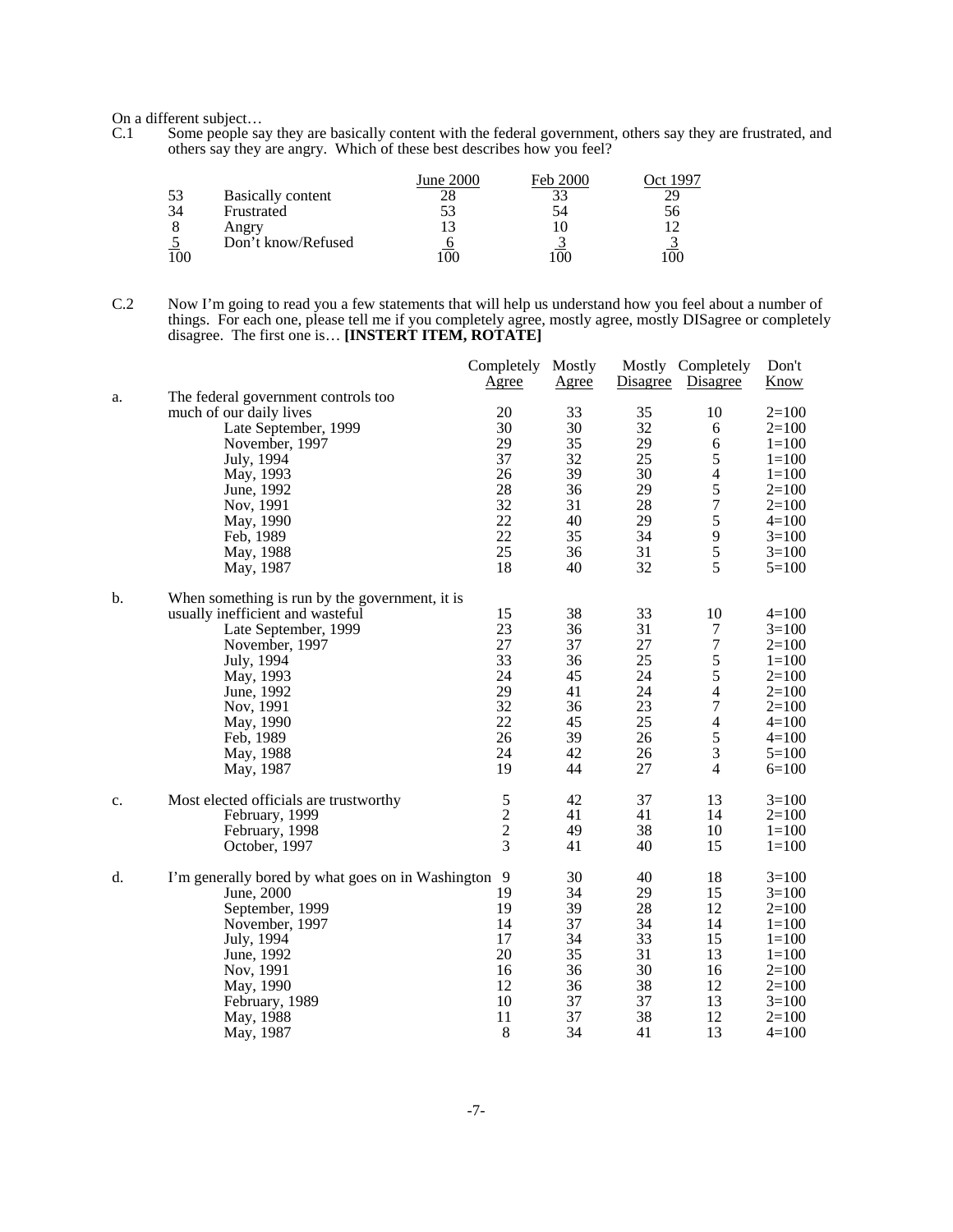On a different subject…

C.1 Some people say they are basically content with the federal government, others say they are frustrated, and others say they are angry. Which of these best describes how you feel?

| | | June 2000 | Feb 2000 | Oct 1997 |
|---|---|---|---|---|
| 53 | Basically content | 28 | 33 | 29 |
| 34 | Frustrated | 53 | 54 | 56 |
| 8 | Angry | 13 | 10 | 12 |
| 5 | Don't know/Refused | 6 | 3 | 3 |
| 100 | | 100 | 100 | 100 |

C.2 Now I'm going to read you a few statements that will help us understand how you feel about a number of things. For each one, please tell me if you completely agree, mostly agree, mostly DISagree or completely disagree. The first one is… **[INSTERT ITEM, ROTATE]**

| | | Completely Agree | Mostly Agree | Mostly Disagree | Completely Disagree | Don't Know |
|---|---|---|---|---|---|---|
| a. | The federal government controls too much of our daily lives | 20 | 33 | 35 | 10 | 2=100 |
| | Late September, 1999 | 30 | 30 | 32 | 6 | 2=100 |
| | November, 1997 | 29 | 35 | 29 | 6 | 1=100 |
| | July, 1994 | 37 | 32 | 25 | 5 | 1=100 |
| | May, 1993 | 26 | 39 | 30 | 4 | 1=100 |
| | June, 1992 | 28 | 36 | 29 | 5 | 2=100 |
| | Nov, 1991 | 32 | 31 | 28 | 7 | 2=100 |
| | May, 1990 | 22 | 40 | 29 | 5 | 4=100 |
| | Feb, 1989 | 22 | 35 | 34 | 9 | 3=100 |
| | May, 1988 | 25 | 36 | 31 | 5 | 3=100 |
| | May, 1987 | 18 | 40 | 32 | 5 | 5=100 |
| b. | When something is run by the government, it is usually inefficient and wasteful | 15 | 38 | 33 | 10 | 4=100 |
| | Late September, 1999 | 23 | 36 | 31 | 7 | 3=100 |
| | November, 1997 | 27 | 37 | 27 | 7 | 2=100 |
| | July, 1994 | 33 | 36 | 25 | 5 | 1=100 |
| | May, 1993 | 24 | 45 | 24 | 5 | 2=100 |
| | June, 1992 | 29 | 41 | 24 | 4 | 2=100 |
| | Nov, 1991 | 32 | 36 | 23 | 7 | 2=100 |
| | May, 1990 | 22 | 45 | 25 | 4 | 4=100 |
| | Feb, 1989 | 26 | 39 | 26 | 5 | 4=100 |
| | May, 1988 | 24 | 42 | 26 | 3 | 5=100 |
| | May, 1987 | 19 | 44 | 27 | 4 | 6=100 |
| c. | Most elected officials are trustworthy | 5 | 42 | 37 | 13 | 3=100 |
| | February, 1999 | 2 | 41 | 41 | 14 | 2=100 |
| | February, 1998 | 2 | 49 | 38 | 10 | 1=100 |
| | October, 1997 | 3 | 41 | 40 | 15 | 1=100 |
| d. | I'm generally bored by what goes on in Washington | 9 | 30 | 40 | 18 | 3=100 |
| | June, 2000 | 19 | 34 | 29 | 15 | 3=100 |
| | September, 1999 | 19 | 39 | 28 | 12 | 2=100 |
| | November, 1997 | 14 | 37 | 34 | 14 | 1=100 |
| | July, 1994 | 17 | 34 | 33 | 15 | 1=100 |
| | June, 1992 | 20 | 35 | 31 | 13 | 1=100 |
| | Nov, 1991 | 16 | 36 | 30 | 16 | 2=100 |
| | May, 1990 | 12 | 36 | 38 | 12 | 2=100 |
| | February, 1989 | 10 | 37 | 37 | 13 | 3=100 |
| | May, 1988 | 11 | 37 | 38 | 12 | 2=100 |
| | May, 1987 | 8 | 34 | 41 | 13 | 4=100 |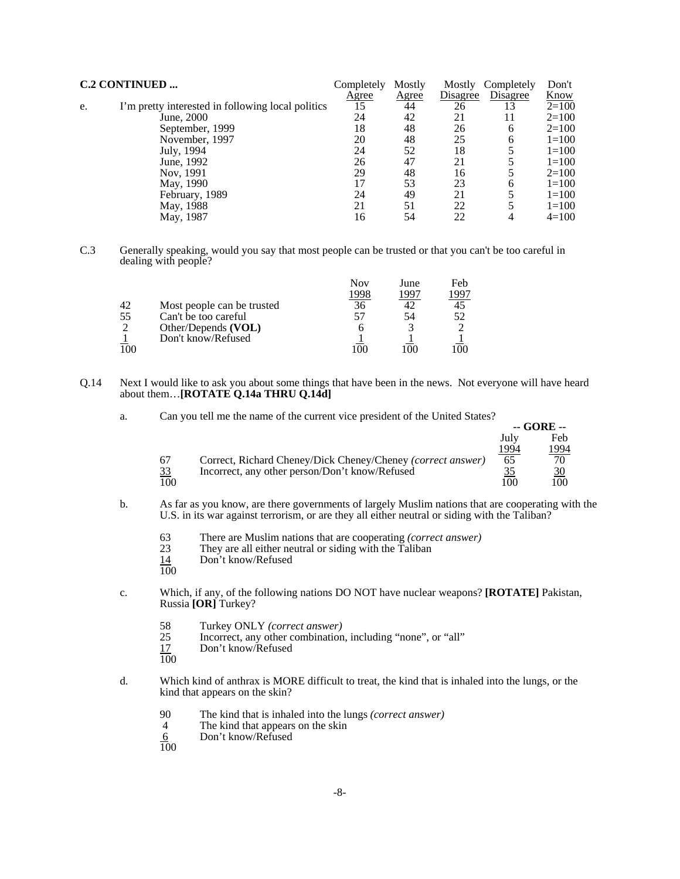**C.2 CONTINUED ...**

| | | Completely Agree | Mostly Agree | Mostly Disagree | Completely Disagree | Don't Know |
|---|---|---|---|---|---|---|
| e. | I'm pretty interested in following local politics | 15 | 44 | 26 | 13 | 2=100 |
| | June, 2000 | 24 | 42 | 21 | 11 | 2=100 |
| | September, 1999 | 18 | 48 | 26 | 6 | 2=100 |
| | November, 1997 | 20 | 48 | 25 | 6 | 1=100 |
| | July, 1994 | 24 | 52 | 18 | 5 | 1=100 |
| | June, 1992 | 26 | 47 | 21 | 5 | 1=100 |
| | Nov, 1991 | 29 | 48 | 16 | 5 | 2=100 |
| | May, 1990 | 17 | 53 | 23 | 6 | 1=100 |
| | February, 1989 | 24 | 49 | 21 | 5 | 1=100 |
| | May, 1988 | 21 | 51 | 22 | 5 | 1=100 |
| | May, 1987 | 16 | 54 | 22 | 4 | 4=100 |

C.3 Generally speaking, would you say that most people can be trusted or that you can't be too careful in dealing with people?

| | | Nov 1998 | June 1997 | Feb 1997 |
|---|---|---|---|---|
| 42 | Most people can be trusted | 36 | 42 | 45 |
| 55 | Can't be too careful | 57 | 54 | 52 |
| 2 | Other/Depends **(VOL)** | 6 | 3 | 2 |
| 1 | Don't know/Refused | 1 | 1 | 1 |
| 100 | | 100 | 100 | 100 |

Q.14 Next I would like to ask you about some things that have been in the news. Not everyone will have heard about them…**[ROTATE Q.14a THRU Q.14d]**

a. Can you tell me the name of the current vice president of the United States?

| | | -- GORE -- July 1994 | Feb 1994 |
|---|---|---|---|
| 67 | Correct, Richard Cheney/Dick Cheney/Cheney *(correct answer)* | 65 | 70 |
| 33 | Incorrect, any other person/Don't know/Refused | 35 | 30 |
| 100 | | 100 | 100 |

b. As far as you know, are there governments of largely Muslim nations that are cooperating with the U.S. in its war against terrorism, or are they all either neutral or siding with the Taliban?

63 There are Muslim nations that are cooperating *(correct answer)*
23 They are all either neutral or siding with the Taliban
14 Don't know/Refused
100

c. Which, if any, of the following nations DO NOT have nuclear weapons? **[ROTATE]** Pakistan, Russia **[OR]** Turkey?

58 Turkey ONLY *(correct answer)*
25 Incorrect, any other combination, including "none", or "all"
17 Don't know/Refused
100

d. Which kind of anthrax is MORE difficult to treat, the kind that is inhaled into the lungs, or the kind that appears on the skin?

90 The kind that is inhaled into the lungs *(correct answer)*
4 The kind that appears on the skin
6 Don't know/Refused
100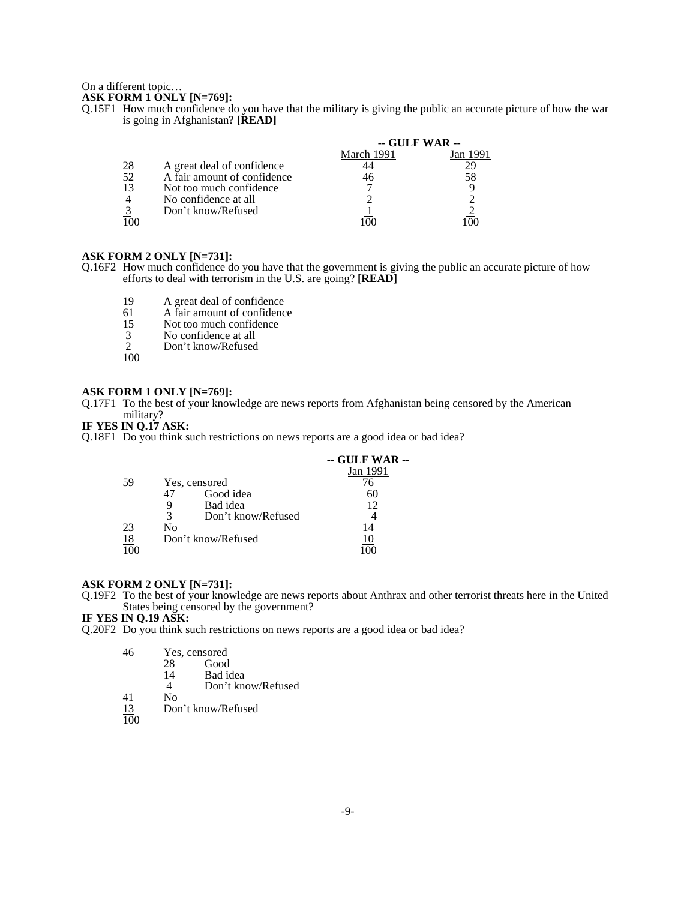On a different topic…

**ASK FORM 1 ONLY [N=769]:**

Q.15F1 How much confidence do you have that the military is giving the public an accurate picture of how the war is going in Afghanistan? **[READ]**

| | | -- GULF WAR -- | |
|---|---|---|---|
| | | March 1991 | Jan 1991 |
| 28 | A great deal of confidence | 44 | 29 |
| 52 | A fair amount of confidence | 46 | 58 |
| 13 | Not too much confidence | 7 | 9 |
| 4 | No confidence at all | 2 | 2 |
| 3 | Don't know/Refused | 1 | 2 |
| 100 | | 100 | 100 |

**ASK FORM 2 ONLY [N=731]:**

Q.16F2 How much confidence do you have that the government is giving the public an accurate picture of how efforts to deal with terrorism in the U.S. are going? **[READ]**

| | |
|---|---|
| 19 | A great deal of confidence |
| 61 | A fair amount of confidence |
| 15 | Not too much confidence |
| 3 | No confidence at all |
| 2 | Don't know/Refused |
| 100 | |

**ASK FORM 1 ONLY [N=769]:**

Q.17F1 To the best of your knowledge are news reports from Afghanistan being censored by the American military?

**IF YES IN Q.17 ASK:**

Q.18F1 Do you think such restrictions on news reports are a good idea or bad idea?

| | | | -- GULF WAR -- |
|---|---|---|---|
| | | | Jan 1991 |
| 59 | Yes, censored | | 76 |
| | 47 | Good idea | 60 |
| | 9 | Bad idea | 12 |
| | 3 | Don't know/Refused | 4 |
| 23 | No | | 14 |
| 18 | Don't know/Refused | | 10 |
| 100 | | | 100 |

**ASK FORM 2 ONLY [N=731]:**

Q.19F2 To the best of your knowledge are news reports about Anthrax and other terrorist threats here in the United States being censored by the government?

**IF YES IN Q.19 ASK:**

Q.20F2 Do you think such restrictions on news reports are a good idea or bad idea?

| | | |
|---|---|---|
| 46 | Yes, censored | |
| | 28 | Good |
| | 14 | Bad idea |
| | 4 | Don't know/Refused |
| 41 | No | |
| 13 | Don't know/Refused | |
| 100 | | |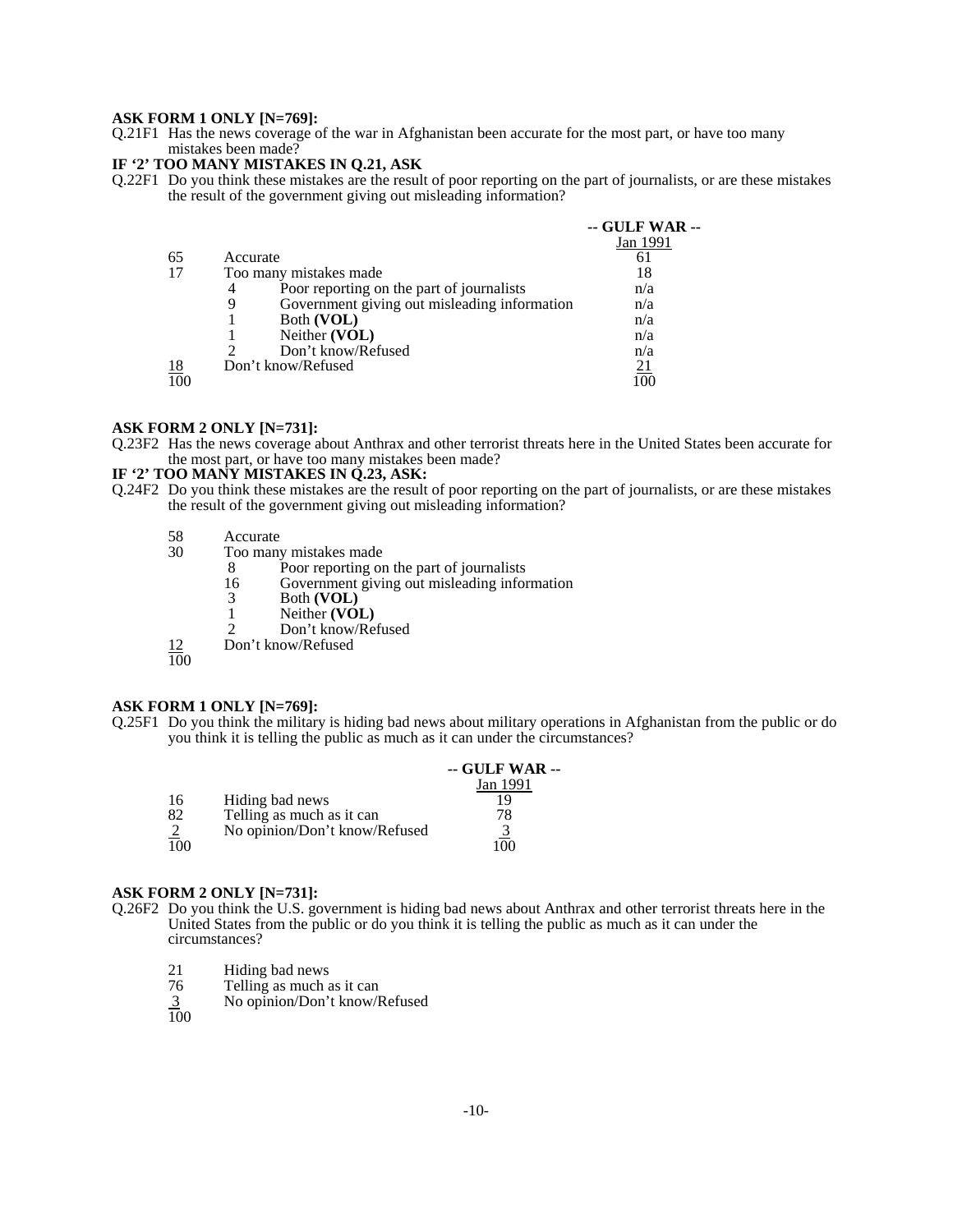**ASK FORM 1 ONLY [N=769]:**

Q.21F1 Has the news coverage of the war in Afghanistan been accurate for the most part, or have too many mistakes been made?

**IF '2' TOO MANY MISTAKES IN Q.21, ASK**

Q.22F1 Do you think these mistakes are the result of poor reporting on the part of journalists, or are these mistakes the result of the government giving out misleading information?

| | | | -- GULF WAR -- Jan 1991 |
|---|---|---|---|
| 65 | Accurate | | 61 |
| 17 | Too many mistakes made | | 18 |
| | 4 | Poor reporting on the part of journalists | n/a |
| | 9 | Government giving out misleading information | n/a |
| | 1 | Both **(VOL)** | n/a |
| | 1 | Neither **(VOL)** | n/a |
| | 2 | Don't know/Refused | n/a |
| 18 | Don't know/Refused | | 21 |
| 100 | | | 100 |

**ASK FORM 2 ONLY [N=731]:**

Q.23F2 Has the news coverage about Anthrax and other terrorist threats here in the United States been accurate for the most part, or have too many mistakes been made?

**IF '2' TOO MANY MISTAKES IN Q.23, ASK:**

Q.24F2 Do you think these mistakes are the result of poor reporting on the part of journalists, or are these mistakes the result of the government giving out misleading information?

| | | |
|---|---|---|
| 58 | Accurate | |
| 30 | Too many mistakes made | |
| | 8 | Poor reporting on the part of journalists |
| | 16 | Government giving out misleading information |
| | 3 | Both **(VOL)** |
| | 1 | Neither **(VOL)** |
| | 2 | Don't know/Refused |
| 12 | Don't know/Refused | |
| 100 | | |

**ASK FORM 1 ONLY [N=769]:**

Q.25F1 Do you think the military is hiding bad news about military operations in Afghanistan from the public or do you think it is telling the public as much as it can under the circumstances?

| | | -- GULF WAR -- Jan 1991 |
|---|---|---|
| 16 | Hiding bad news | 19 |
| 82 | Telling as much as it can | 78 |
| 2 | No opinion/Don't know/Refused | 3 |
| 100 | | 100 |

**ASK FORM 2 ONLY [N=731]:**

Q.26F2 Do you think the U.S. government is hiding bad news about Anthrax and other terrorist threats here in the United States from the public or do you think it is telling the public as much as it can under the circumstances?

| | |
|---|---|
| 21 | Hiding bad news |
| 76 | Telling as much as it can |
| 3 | No opinion/Don't know/Refused |
| 100 | |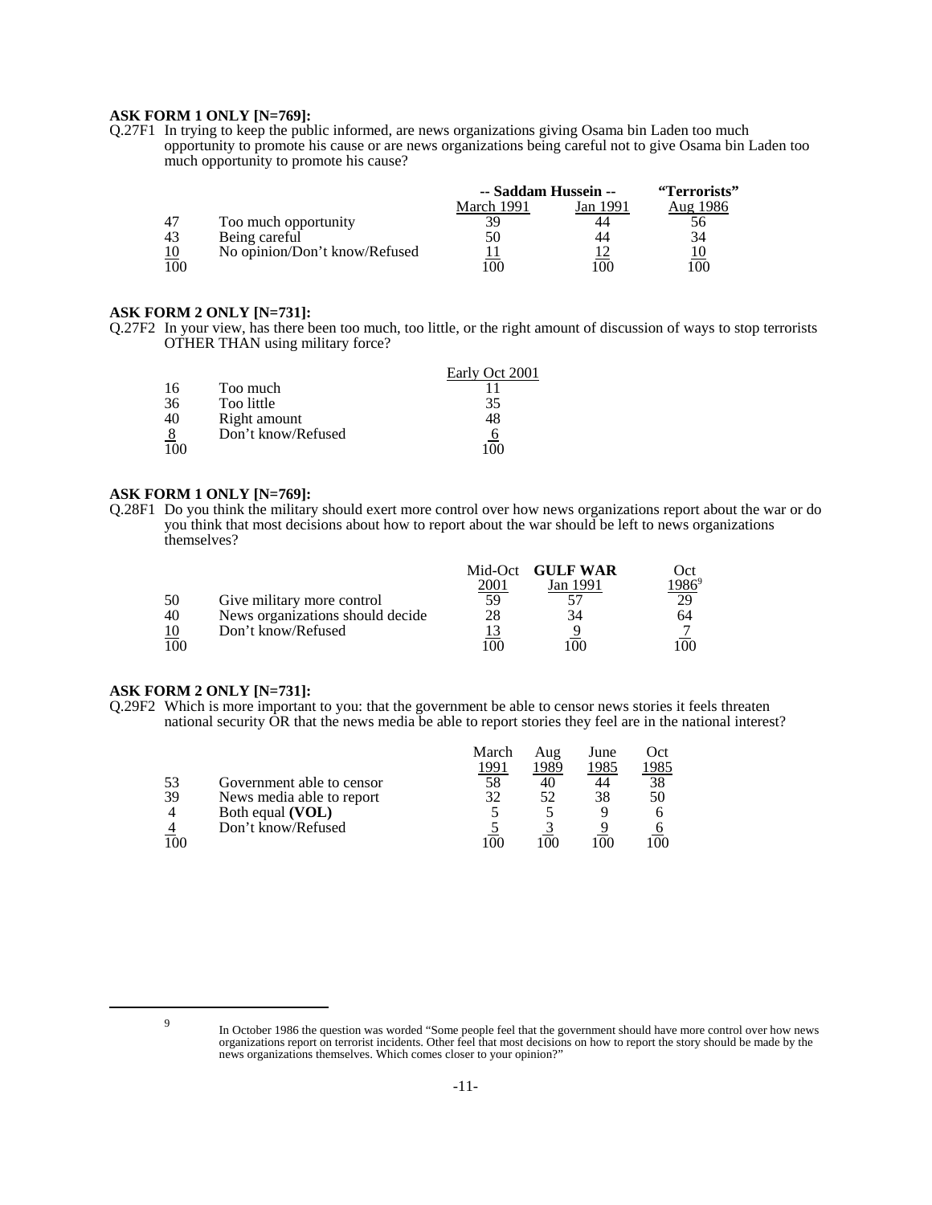**ASK FORM 1 ONLY [N=769]:**

Q.27F1 In trying to keep the public informed, are news organizations giving Osama bin Laden too much opportunity to promote his cause or are news organizations being careful not to give Osama bin Laden too much opportunity to promote his cause?

| | | -- Saddam Hussein -- | | "Terrorists" |
|---|---|---|---|---|
| | | March 1991 | Jan 1991 | Aug 1986 |
| 47 | Too much opportunity | 39 | 44 | 56 |
| 43 | Being careful | 50 | 44 | 34 |
| 10 | No opinion/Don't know/Refused | 11 | 12 | 10 |
| 100 | | 100 | 100 | 100 |

**ASK FORM 2 ONLY [N=731]:**

Q.27F2 In your view, has there been too much, too little, or the right amount of discussion of ways to stop terrorists OTHER THAN using military force?

| | | Early Oct 2001 |
|---|---|---|
| 16 | Too much | 11 |
| 36 | Too little | 35 |
| 40 | Right amount | 48 |
| 8 | Don't know/Refused | 6 |
| 100 | | 100 |

**ASK FORM 1 ONLY [N=769]:**

Q.28F1 Do you think the military should exert more control over how news organizations report about the war or do you think that most decisions about how to report about the war should be left to news organizations themselves?

| | | Mid-Oct 2001 | **GULF WAR** Jan 1991 | Oct 1986[9] |
|---|---|---|---|---|
| 50 | Give military more control | 59 | 57 | 29 |
| 40 | News organizations should decide | 28 | 34 | 64 |
| 10 | Don't know/Refused | 13 | 9 | 7 |
| 100 | | 100 | 100 | 100 |

**ASK FORM 2 ONLY [N=731]:**

Q.29F2 Which is more important to you: that the government be able to censor news stories it feels threaten national security OR that the news media be able to report stories they feel are in the national interest?

| | | March 1991 | Aug 1989 | June 1985 | Oct 1985 |
|---|---|---|---|---|---|
| 53 | Government able to censor | 58 | 40 | 44 | 38 |
| 39 | News media able to report | 32 | 52 | 38 | 50 |
| 4 | Both equal **(VOL)** | 5 | 5 | 9 | 6 |
| 4 | Don't know/Refused | 5 | 3 | 9 | 6 |
| 100 | | 100 | 100 | 100 | 100 |

---

[9] In October 1986 the question was worded "Some people feel that the government should have more control over how news organizations report on terrorist incidents. Other feel that most decisions on how to report the story should be made by the news organizations themselves. Which comes closer to your opinion?"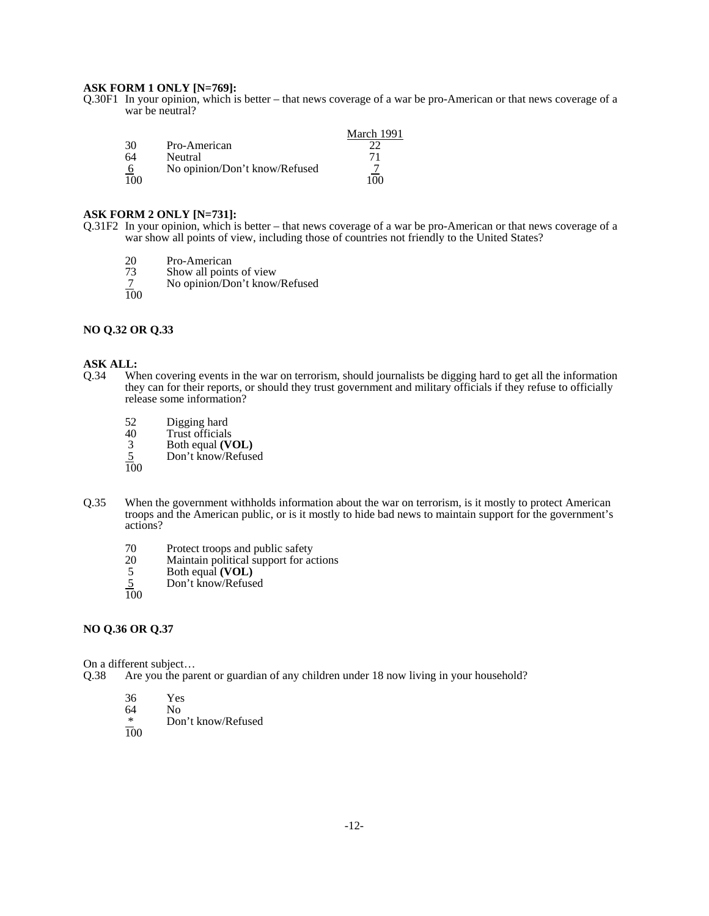**ASK FORM 1 ONLY [N=769]:**

Q.30F1 In your opinion, which is better – that news coverage of a war be pro-American or that news coverage of a war be neutral?

| | | March 1991 |
|---|---|---|
| 30 | Pro-American | 22 |
| 64 | Neutral | 71 |
| 6 | No opinion/Don't know/Refused | 7 |
| 100 | | 100 |

**ASK FORM 2 ONLY [N=731]:**

Q.31F2 In your opinion, which is better – that news coverage of a war be pro-American or that news coverage of a war show all points of view, including those of countries not friendly to the United States?

| | |
|---|---|
| 20 | Pro-American |
| 73 | Show all points of view |
| 7 | No opinion/Don't know/Refused |
| 100 | |

**NO Q.32 OR Q.33**

**ASK ALL:**

Q.34 When covering events in the war on terrorism, should journalists be digging hard to get all the information they can for their reports, or should they trust government and military officials if they refuse to officially release some information?

| | |
|---|---|
| 52 | Digging hard |
| 40 | Trust officials |
| 3 | Both equal **(VOL)** |
| 5 | Don't know/Refused |
| 100 | |

Q.35 When the government withholds information about the war on terrorism, is it mostly to protect American troops and the American public, or is it mostly to hide bad news to maintain support for the government's actions?

| | |
|---|---|
| 70 | Protect troops and public safety |
| 20 | Maintain political support for actions |
| 5 | Both equal **(VOL)** |
| 5 | Don't know/Refused |
| 100 | |

**NO Q.36 OR Q.37**

On a different subject…

Q.38 Are you the parent or guardian of any children under 18 now living in your household?

| | |
|---|---|
| 36 | Yes |
| 64 | No |
| * | Don't know/Refused |
| 100 | |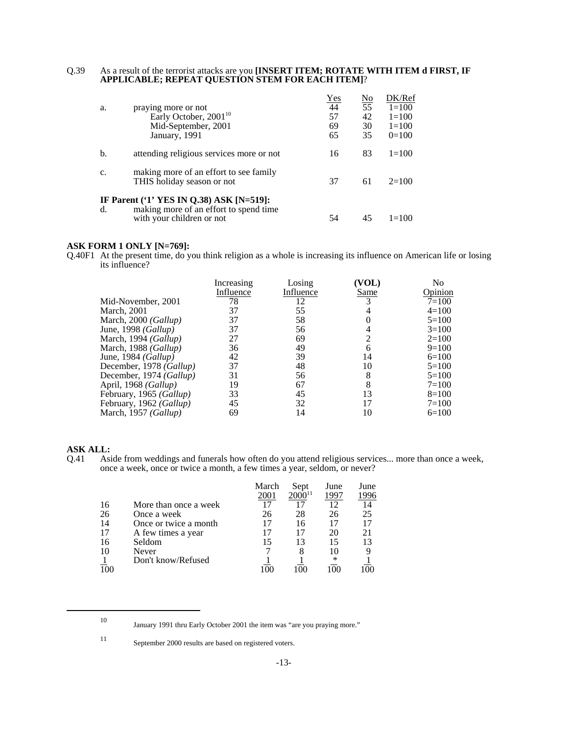Q.39 As a result of the terrorist attacks are you **[INSERT ITEM; ROTATE WITH ITEM d FIRST, IF APPLICABLE; REPEAT QUESTION STEM FOR EACH ITEM]**?

| | | Yes | No | DK/Ref |
|---|---|---|---|---|
| a. | praying more or not | 44 | 55 | 1=100 |
| | Early October, 2001[10] | 57 | 42 | 1=100 |
| | Mid-September, 2001 | 69 | 30 | 1=100 |
| | January, 1991 | 65 | 35 | 0=100 |
| b. | attending religious services more or not | 16 | 83 | 1=100 |
| c. | making more of an effort to see family THIS holiday season or not | 37 | 61 | 2=100 |
| | **IF Parent ('1' YES IN Q.38) ASK [N=519]:** | | | |
| d. | making more of an effort to spend time with your children or not | 54 | 45 | 1=100 |

**ASK FORM 1 ONLY [N=769]:**

Q.40F1 At the present time, do you think religion as a whole is increasing its influence on American life or losing its influence?

| | Increasing Influence | Losing Influence | **(VOL)** Same | No Opinion |
|---|---|---|---|---|
| Mid-November, 2001 | 78 | 12 | 3 | 7=100 |
| March, 2001 | 37 | 55 | 4 | 4=100 |
| March, 2000 *(Gallup)* | 37 | 58 | 0 | 5=100 |
| June, 1998 *(Gallup)* | 37 | 56 | 4 | 3=100 |
| March, 1994 *(Gallup)* | 27 | 69 | 2 | 2=100 |
| March, 1988 *(Gallup)* | 36 | 49 | 6 | 9=100 |
| June, 1984 *(Gallup)* | 42 | 39 | 14 | 6=100 |
| December, 1978 *(Gallup)* | 37 | 48 | 10 | 5=100 |
| December, 1974 *(Gallup)* | 31 | 56 | 8 | 5=100 |
| April, 1968 *(Gallup)* | 19 | 67 | 8 | 7=100 |
| February, 1965 *(Gallup)* | 33 | 45 | 13 | 8=100 |
| February, 1962 *(Gallup)* | 45 | 32 | 17 | 7=100 |
| March, 1957 *(Gallup)* | 69 | 14 | 10 | 6=100 |

**ASK ALL:**

Q.41 Aside from weddings and funerals how often do you attend religious services... more than once a week, once a week, once or twice a month, a few times a year, seldom, or never?

| | | March 2001 | Sept 2000[11] | June 1997 | June 1996 |
|---|---|---|---|---|---|
| 16 | More than once a week | 17 | 17 | 12 | 14 |
| 26 | Once a week | 26 | 28 | 26 | 25 |
| 14 | Once or twice a month | 17 | 16 | 17 | 17 |
| 17 | A few times a year | 17 | 17 | 20 | 21 |
| 16 | Seldom | 15 | 13 | 15 | 13 |
| 10 | Never | 7 | 8 | 10 | 9 |
| 1 | Don't know/Refused | 1 | 1 | * | 1 |
| 100 | | 100 | 100 | 100 | 100 |

[10] January 1991 thru Early October 2001 the item was "are you praying more."

[11] September 2000 results are based on registered voters.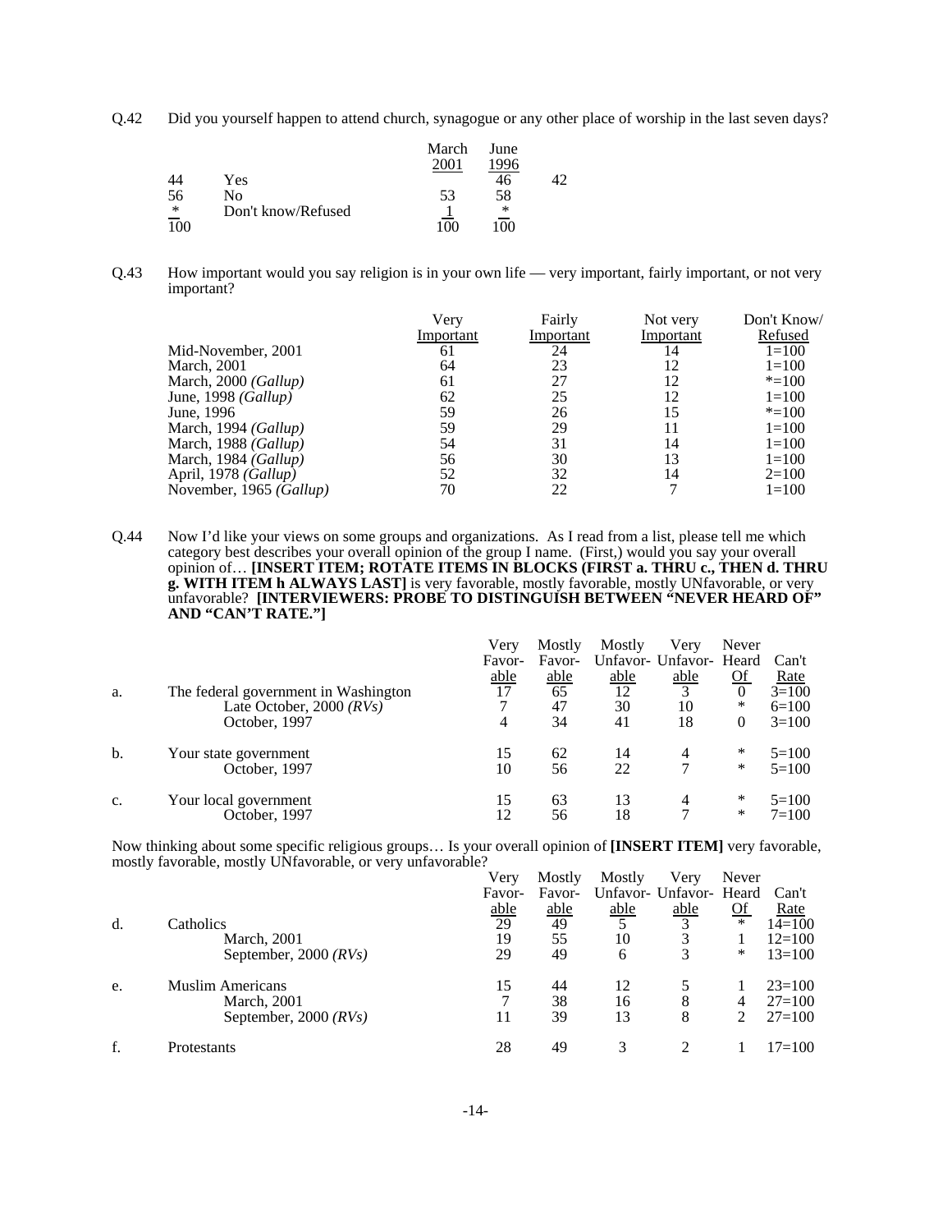Q.42 Did you yourself happen to attend church, synagogue or any other place of worship in the last seven days?

| | | March 2001 | June 1996 |
|---|---|---|---|
| 44 | Yes | 46 | 42 |
| 56 | No | 53 | 58 |
| * | Don't know/Refused | 1 | * |
| 100 | | 100 | 100 |

Q.43 How important would you say religion is in your own life — very important, fairly important, or not very important?

| | Very Important | Fairly Important | Not very Important | Don't Know/ Refused |
|---|---|---|---|---|
| Mid-November, 2001 | 61 | 24 | 14 | 1=100 |
| March, 2001 | 64 | 23 | 12 | 1=100 |
| March, 2000 *(Gallup)* | 61 | 27 | 12 | *=100 |
| June, 1998 *(Gallup)* | 62 | 25 | 12 | 1=100 |
| June, 1996 | 59 | 26 | 15 | *=100 |
| March, 1994 *(Gallup)* | 59 | 29 | 11 | 1=100 |
| March, 1988 *(Gallup)* | 54 | 31 | 14 | 1=100 |
| March, 1984 *(Gallup)* | 56 | 30 | 13 | 1=100 |
| April, 1978 *(Gallup)* | 52 | 32 | 14 | 2=100 |
| November, 1965 *(Gallup)* | 70 | 22 | 7 | 1=100 |

Q.44 Now I'd like your views on some groups and organizations. As I read from a list, please tell me which category best describes your overall opinion of the group I name. (First,) would you say your overall opinion of… **[INSERT ITEM; ROTATE ITEMS IN BLOCKS (FIRST a. THRU c., THEN d. THRU g. WITH ITEM h ALWAYS LAST]** is very favorable, mostly favorable, mostly UNfavorable, or very unfavorable? **[INTERVIEWERS: PROBE TO DISTINGUISH BETWEEN "NEVER HEARD OF" AND "CAN'T RATE."]**

| | | Very Favor-able | Mostly Favor-able | Mostly Unfavor-able | Very Unfavor-able | Never Heard Of | Can't Rate |
|---|---|---|---|---|---|---|---|
| a. | The federal government in Washington | 17 | 65 | 12 | 3 | 0 | 3=100 |
| | Late October, 2000 *(RVs)* | 7 | 47 | 30 | 10 | * | 6=100 |
| | October, 1997 | 4 | 34 | 41 | 18 | 0 | 3=100 |
| b. | Your state government | 15 | 62 | 14 | 4 | * | 5=100 |
| | October, 1997 | 10 | 56 | 22 | 7 | * | 5=100 |
| c. | Your local government | 15 | 63 | 13 | 4 | * | 5=100 |
| | October, 1997 | 12 | 56 | 18 | 7 | * | 7=100 |

Now thinking about some specific religious groups… Is your overall opinion of **[INSERT ITEM]** very favorable, mostly favorable, mostly UNfavorable, or very unfavorable?

| | | Very Favor-able | Mostly Favor-able | Mostly Unfavor-able | Very Unfavor-able | Never Heard Of | Can't Rate |
|---|---|---|---|---|---|---|---|
| d. | Catholics | 29 | 49 | 5 | 3 | * | 14=100 |
| | March, 2001 | 19 | 55 | 10 | 3 | 1 | 12=100 |
| | September, 2000 *(RVs)* | 29 | 49 | 6 | 3 | * | 13=100 |
| e. | Muslim Americans | 15 | 44 | 12 | 5 | 1 | 23=100 |
| | March, 2001 | 7 | 38 | 16 | 8 | 4 | 27=100 |
| | September, 2000 *(RVs)* | 11 | 39 | 13 | 8 | 2 | 27=100 |
| f. | Protestants | 28 | 49 | 3 | 2 | 1 | 17=100 |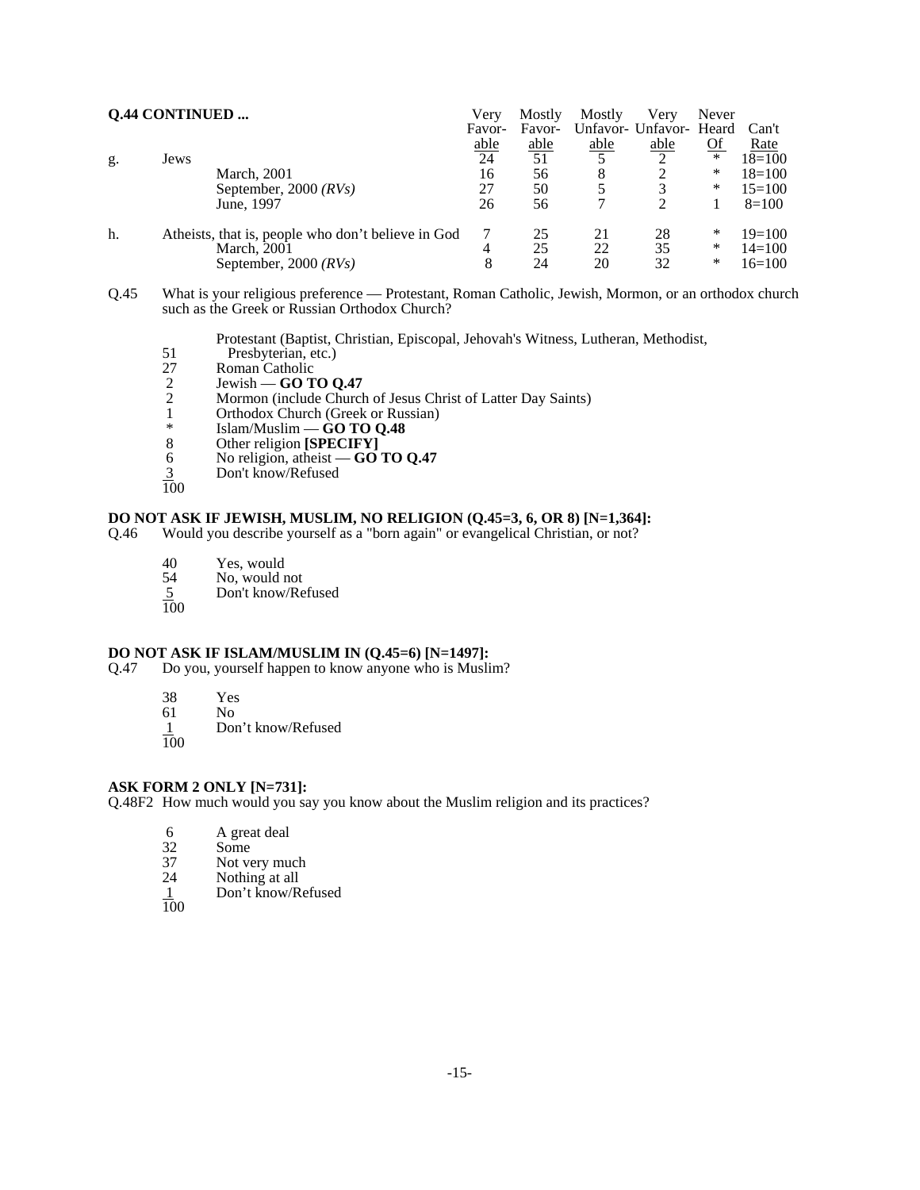**Q.44 CONTINUED ...**

| | | Very Favor-able | Mostly Favor-able | Mostly Unfavor-able | Very Unfavor-able | Never Heard Of | Can't Rate |
|---|---|---|---|---|---|---|---|
| g. | Jews | 24 | 51 | 5 | 2 | * | 18=100 |
| | March, 2001 | 16 | 56 | 8 | 2 | * | 18=100 |
| | September, 2000 *(RVs)* | 27 | 50 | 5 | 3 | * | 15=100 |
| | June, 1997 | 26 | 56 | 7 | 2 | 1 | 8=100 |
| h. | Atheists, that is, people who don't believe in God | 7 | 25 | 21 | 28 | * | 19=100 |
| | March, 2001 | 4 | 25 | 22 | 35 | * | 14=100 |
| | September, 2000 *(RVs)* | 8 | 24 | 20 | 32 | * | 16=100 |

Q.45 What is your religious preference — Protestant, Roman Catholic, Jewish, Mormon, or an orthodox church such as the Greek or Russian Orthodox Church?

- 51 Protestant (Baptist, Christian, Episcopal, Jehovah's Witness, Lutheran, Methodist, Presbyterian, etc.)
- 27 Roman Catholic
- 2 Jewish — **GO TO Q.47**
- 2 Mormon (include Church of Jesus Christ of Latter Day Saints)
- 1 Orthodox Church (Greek or Russian)
- * Islam/Muslim — **GO TO Q.48**
- 8 Other religion **[SPECIFY]**
- 6 No religion, atheist — **GO TO Q.47**
- 3 Don't know/Refused
- 100

**DO NOT ASK IF JEWISH, MUSLIM, NO RELIGION (Q.45=3, 6, OR 8) [N=1,364]:**

Q.46 Would you describe yourself as a "born again" or evangelical Christian, or not?

- 40 Yes, would
- 54 No, would not
- 5 Don't know/Refused
- 100

**DO NOT ASK IF ISLAM/MUSLIM IN (Q.45=6) [N=1497]:**

Q.47 Do you, yourself happen to know anyone who is Muslim?

- 38 Yes
- 61 No
- 1 Don't know/Refused
- 100

**ASK FORM 2 ONLY [N=731]:**

Q.48F2 How much would you say you know about the Muslim religion and its practices?

- 6 A great deal
- 32 Some
- 37 Not very much
- 24 Nothing at all
- 1 Don't know/Refused
- 100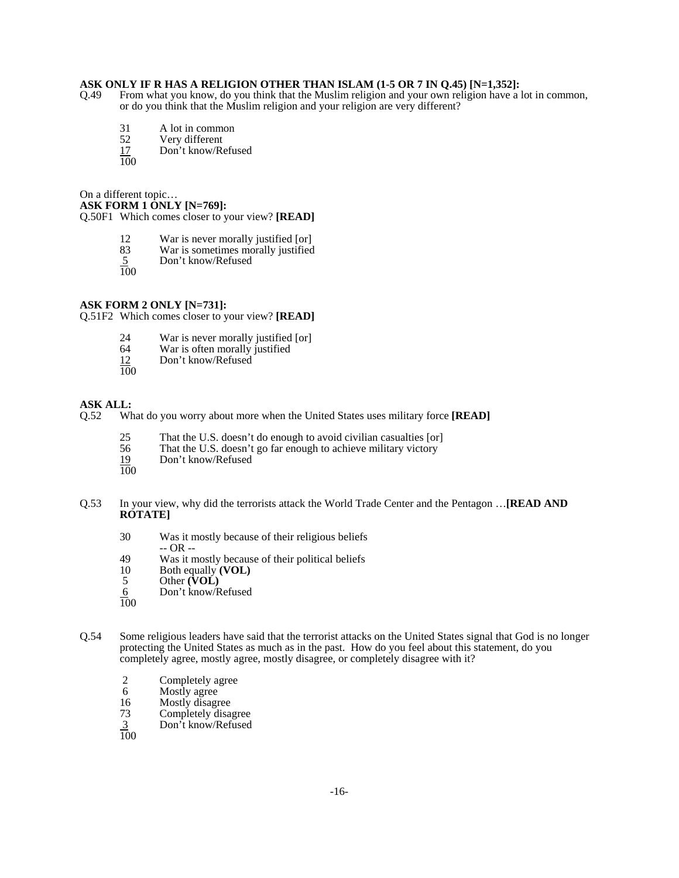**ASK ONLY IF R HAS A RELIGION OTHER THAN ISLAM (1-5 OR 7 IN Q.45) [N=1,352]:**

Q.49 From what you know, do you think that the Muslim religion and your own religion have a lot in common, or do you think that the Muslim religion and your religion are very different?

| | |
|---|---|
| 31 | A lot in common |
| 52 | Very different |
| 17 | Don't know/Refused |
| 100 | |

On a different topic…

**ASK FORM 1 ONLY [N=769]:**

Q.50F1 Which comes closer to your view? **[READ]**

| | |
|---|---|
| 12 | War is never morally justified [or] |
| 83 | War is sometimes morally justified |
| 5 | Don't know/Refused |
| 100 | |

**ASK FORM 2 ONLY [N=731]:**

Q.51F2 Which comes closer to your view? **[READ]**

| | |
|---|---|
| 24 | War is never morally justified [or] |
| 64 | War is often morally justified |
| 12 | Don't know/Refused |
| 100 | |

**ASK ALL:**

Q.52 What do you worry about more when the United States uses military force **[READ]**

| | |
|---|---|
| 25 | That the U.S. doesn't do enough to avoid civilian casualties [or] |
| 56 | That the U.S. doesn't go far enough to achieve military victory |
| 19 | Don't know/Refused |
| 100 | |

Q.53 In your view, why did the terrorists attack the World Trade Center and the Pentagon …**[READ AND ROTATE]**

| | |
|---|---|
| 30 | Was it mostly because of their religious beliefs |
| | -- OR -- |
| 49 | Was it mostly because of their political beliefs |
| 10 | Both equally **(VOL)** |
| 5 | Other **(VOL)** |
| 6 | Don't know/Refused |
| 100 | |

Q.54 Some religious leaders have said that the terrorist attacks on the United States signal that God is no longer protecting the United States as much as in the past. How do you feel about this statement, do you completely agree, mostly agree, mostly disagree, or completely disagree with it?

| | |
|---|---|
| 2 | Completely agree |
| 6 | Mostly agree |
| 16 | Mostly disagree |
| 73 | Completely disagree |
| 3 | Don't know/Refused |
| 100 | |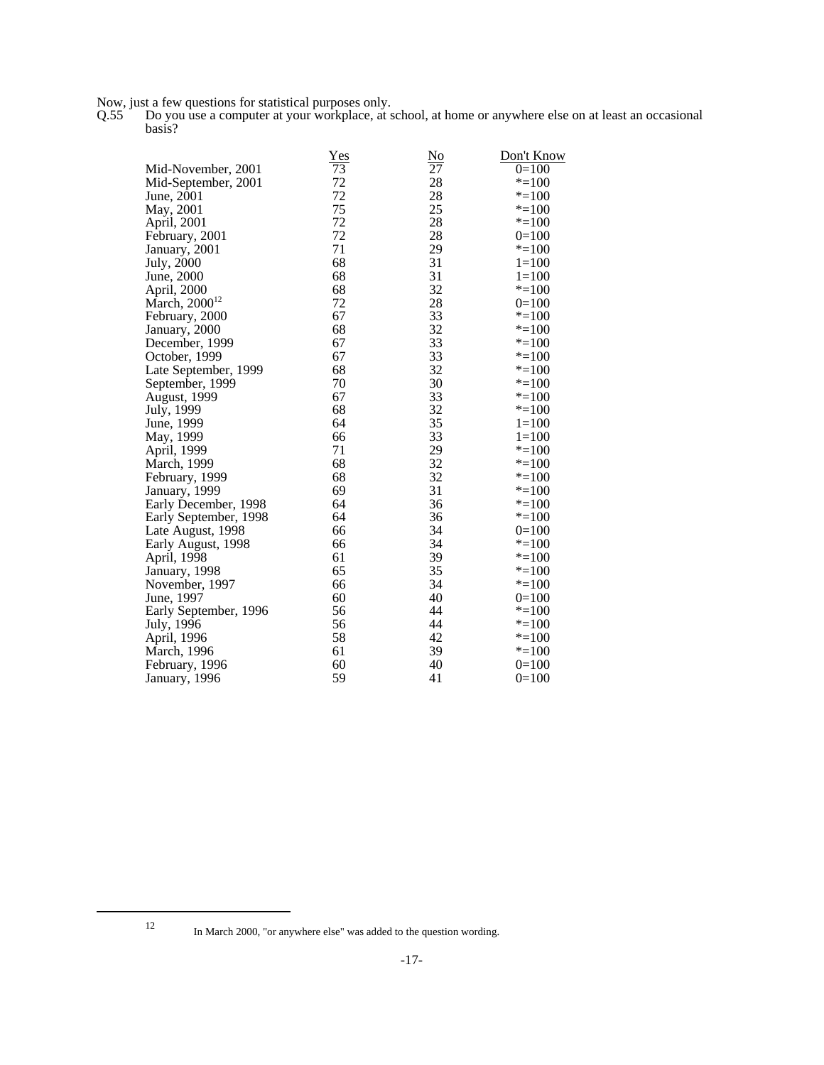Now, just a few questions for statistical purposes only.

Q.55 Do you use a computer at your workplace, at school, at home or anywhere else on at least an occasional basis?

| | Yes | No | Don't Know |
|---|---|---|---|
| Mid-November, 2001 | 73 | 27 | 0=100 |
| Mid-September, 2001 | 72 | 28 | *=100 |
| June, 2001 | 72 | 28 | *=100 |
| May, 2001 | 75 | 25 | *=100 |
| April, 2001 | 72 | 28 | *=100 |
| February, 2001 | 72 | 28 | 0=100 |
| January, 2001 | 71 | 29 | *=100 |
| July, 2000 | 68 | 31 | 1=100 |
| June, 2000 | 68 | 31 | 1=100 |
| April, 2000 | 68 | 32 | *=100 |
| March, 2000[12] | 72 | 28 | 0=100 |
| February, 2000 | 67 | 33 | *=100 |
| January, 2000 | 68 | 32 | *=100 |
| December, 1999 | 67 | 33 | *=100 |
| October, 1999 | 67 | 33 | *=100 |
| Late September, 1999 | 68 | 32 | *=100 |
| September, 1999 | 70 | 30 | *=100 |
| August, 1999 | 67 | 33 | *=100 |
| July, 1999 | 68 | 32 | *=100 |
| June, 1999 | 64 | 35 | 1=100 |
| May, 1999 | 66 | 33 | 1=100 |
| April, 1999 | 71 | 29 | *=100 |
| March, 1999 | 68 | 32 | *=100 |
| February, 1999 | 68 | 32 | *=100 |
| January, 1999 | 69 | 31 | *=100 |
| Early December, 1998 | 64 | 36 | *=100 |
| Early September, 1998 | 64 | 36 | *=100 |
| Late August, 1998 | 66 | 34 | 0=100 |
| Early August, 1998 | 66 | 34 | *=100 |
| April, 1998 | 61 | 39 | *=100 |
| January, 1998 | 65 | 35 | *=100 |
| November, 1997 | 66 | 34 | *=100 |
| June, 1997 | 60 | 40 | 0=100 |
| Early September, 1996 | 56 | 44 | *=100 |
| July, 1996 | 56 | 44 | *=100 |
| April, 1996 | 58 | 42 | *=100 |
| March, 1996 | 61 | 39 | *=100 |
| February, 1996 | 60 | 40 | 0=100 |
| January, 1996 | 59 | 41 | 0=100 |

[12] In March 2000, "or anywhere else" was added to the question wording.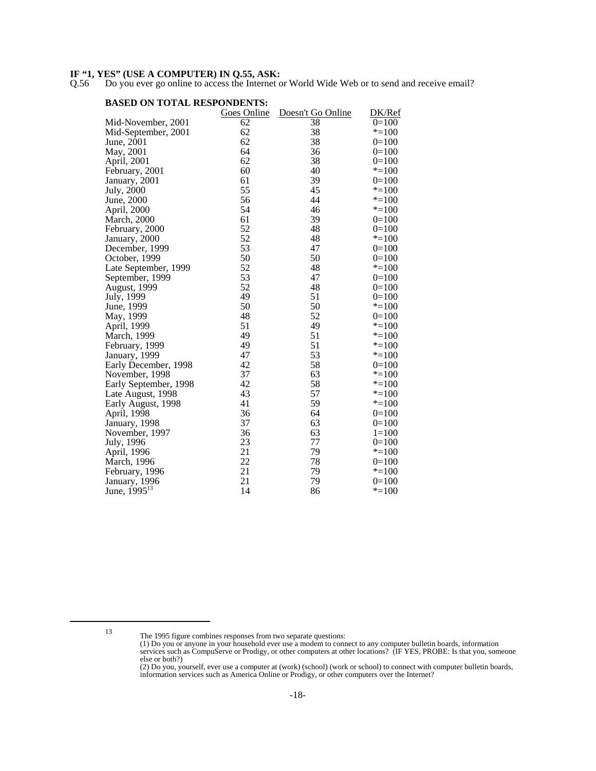**IF "1, YES" (USE A COMPUTER) IN Q.55, ASK:**

Q.56 Do you ever go online to access the Internet or World Wide Web or to send and receive email?

**BASED ON TOTAL RESPONDENTS:**

| | Goes Online | Doesn't Go Online | DK/Ref |
|---|---|---|---|
| Mid-November, 2001 | 62 | 38 | 0=100 |
| Mid-September, 2001 | 62 | 38 | *=100 |
| June, 2001 | 62 | 38 | 0=100 |
| May, 2001 | 64 | 36 | 0=100 |
| April, 2001 | 62 | 38 | 0=100 |
| February, 2001 | 60 | 40 | *=100 |
| January, 2001 | 61 | 39 | 0=100 |
| July, 2000 | 55 | 45 | *=100 |
| June, 2000 | 56 | 44 | *=100 |
| April, 2000 | 54 | 46 | *=100 |
| March, 2000 | 61 | 39 | 0=100 |
| February, 2000 | 52 | 48 | 0=100 |
| January, 2000 | 52 | 48 | *=100 |
| December, 1999 | 53 | 47 | 0=100 |
| October, 1999 | 50 | 50 | 0=100 |
| Late September, 1999 | 52 | 48 | *=100 |
| September, 1999 | 53 | 47 | 0=100 |
| August, 1999 | 52 | 48 | 0=100 |
| July, 1999 | 49 | 51 | 0=100 |
| June, 1999 | 50 | 50 | *=100 |
| May, 1999 | 48 | 52 | 0=100 |
| April, 1999 | 51 | 49 | *=100 |
| March, 1999 | 49 | 51 | *=100 |
| February, 1999 | 49 | 51 | *=100 |
| January, 1999 | 47 | 53 | *=100 |
| Early December, 1998 | 42 | 58 | 0=100 |
| November, 1998 | 37 | 63 | *=100 |
| Early September, 1998 | 42 | 58 | *=100 |
| Late August, 1998 | 43 | 57 | *=100 |
| Early August, 1998 | 41 | 59 | *=100 |
| April, 1998 | 36 | 64 | 0=100 |
| January, 1998 | 37 | 63 | 0=100 |
| November, 1997 | 36 | 63 | 1=100 |
| July, 1996 | 23 | 77 | 0=100 |
| April, 1996 | 21 | 79 | *=100 |
| March, 1996 | 22 | 78 | 0=100 |
| February, 1996 | 21 | 79 | *=100 |
| January, 1996 | 21 | 79 | 0=100 |
| June, 1995[13] | 14 | 86 | *=100 |

13 The 1995 figure combines responses from two separate questions:
(1) Do you or anyone in your household ever use a modem to connect to any computer bulletin boards, information services such as CompuServe or Prodigy, or other computers at other locations? (IF YES, PROBE: Is that you, someone else or both?)
(2) Do you, yourself, ever use a computer at (work) (school) (work or school) to connect with computer bulletin boards, information services such as America Online or Prodigy, or other computers over the Internet?